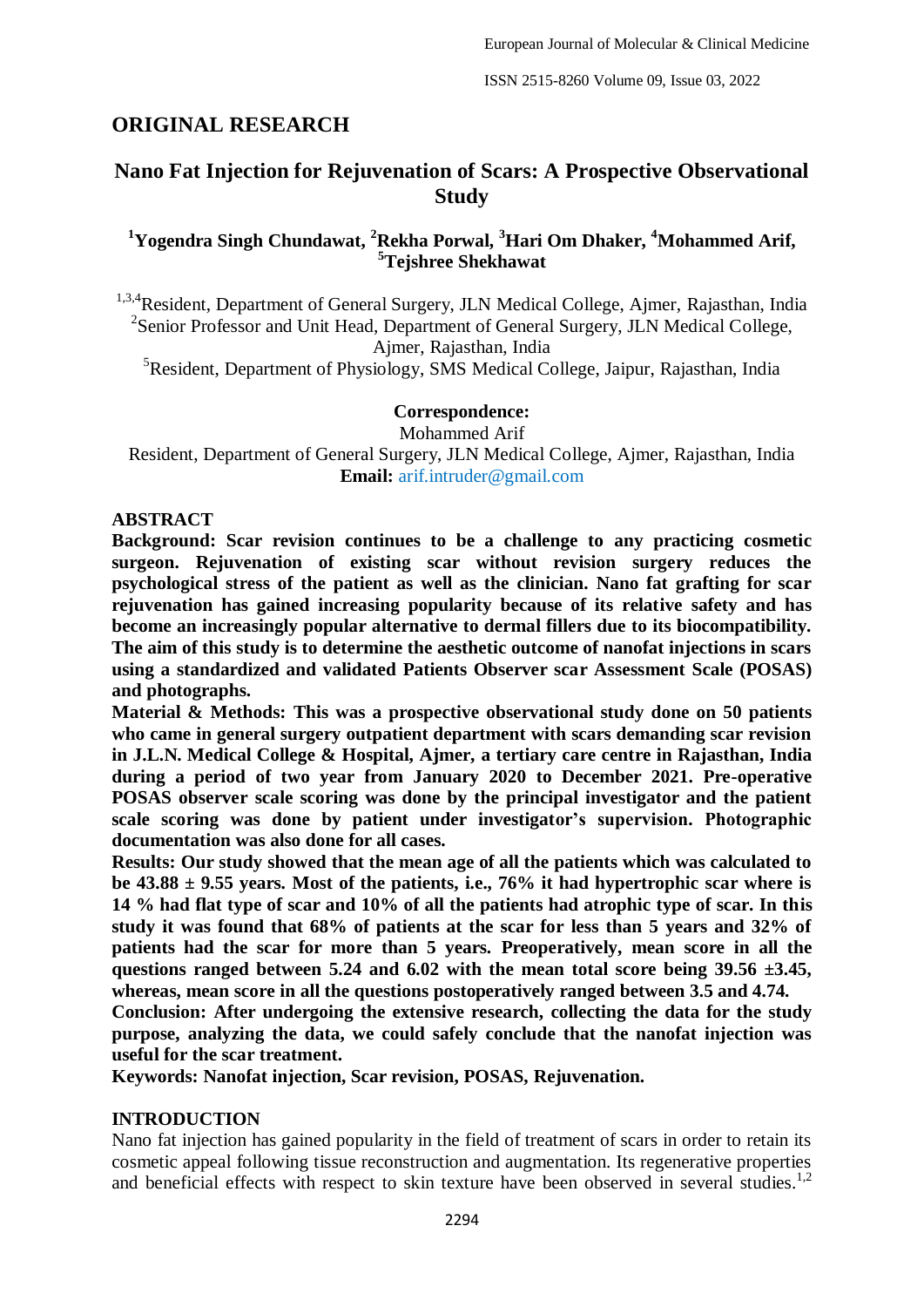## ORIGINAL RESEARCH

# Nano Fat Injection for Rejuvenation of Scars: A Prospective Observational Study

**[1]Yogendra Singh Chundawat, [2]Rekha Porwal, [3]Hari Om Dhaker, [4]Mohammed Arif, [5]Tejshree Shekhawat**

[1,3,4]Resident, Department of General Surgery, JLN Medical College, Ajmer, Rajasthan, India
[2]Senior Professor and Unit Head, Department of General Surgery, JLN Medical College, Ajmer, Rajasthan, India
[5]Resident, Department of Physiology, SMS Medical College, Jaipur, Rajasthan, India

**Correspondence:**
Mohammed Arif
Resident, Department of General Surgery, JLN Medical College, Ajmer, Rajasthan, India
**Email:** arif.intruder@gmail.com

## ABSTRACT

**Background: Scar revision continues to be a challenge to any practicing cosmetic surgeon. Rejuvenation of existing scar without revision surgery reduces the psychological stress of the patient as well as the clinician. Nano fat grafting for scar rejuvenation has gained increasing popularity because of its relative safety and has become an increasingly popular alternative to dermal fillers due to its biocompatibility. The aim of this study is to determine the aesthetic outcome of nanofat injections in scars using a standardized and validated Patients Observer scar Assessment Scale (POSAS) and photographs.**

**Material & Methods: This was a prospective observational study done on 50 patients who came in general surgery outpatient department with scars demanding scar revision in J.L.N. Medical College & Hospital, Ajmer, a tertiary care centre in Rajasthan, India during a period of two year from January 2020 to December 2021. Pre-operative POSAS observer scale scoring was done by the principal investigator and the patient scale scoring was done by patient under investigator's supervision. Photographic documentation was also done for all cases.**

**Results: Our study showed that the mean age of all the patients which was calculated to be 43.88 ± 9.55 years. Most of the patients, i.e., 76% it had hypertrophic scar where is 14 % had flat type of scar and 10% of all the patients had atrophic type of scar. In this study it was found that 68% of patients at the scar for less than 5 years and 32% of patients had the scar for more than 5 years. Preoperatively, mean score in all the questions ranged between 5.24 and 6.02 with the mean total score being 39.56 ±3.45, whereas, mean score in all the questions postoperatively ranged between 3.5 and 4.74.**

**Conclusion: After undergoing the extensive research, collecting the data for the study purpose, analyzing the data, we could safely conclude that the nanofat injection was useful for the scar treatment.**

**Keywords: Nanofat injection, Scar revision, POSAS, Rejuvenation.**

## INTRODUCTION

Nano fat injection has gained popularity in the field of treatment of scars in order to retain its cosmetic appeal following tissue reconstruction and augmentation. Its regenerative properties and beneficial effects with respect to skin texture have been observed in several studies.[1,2]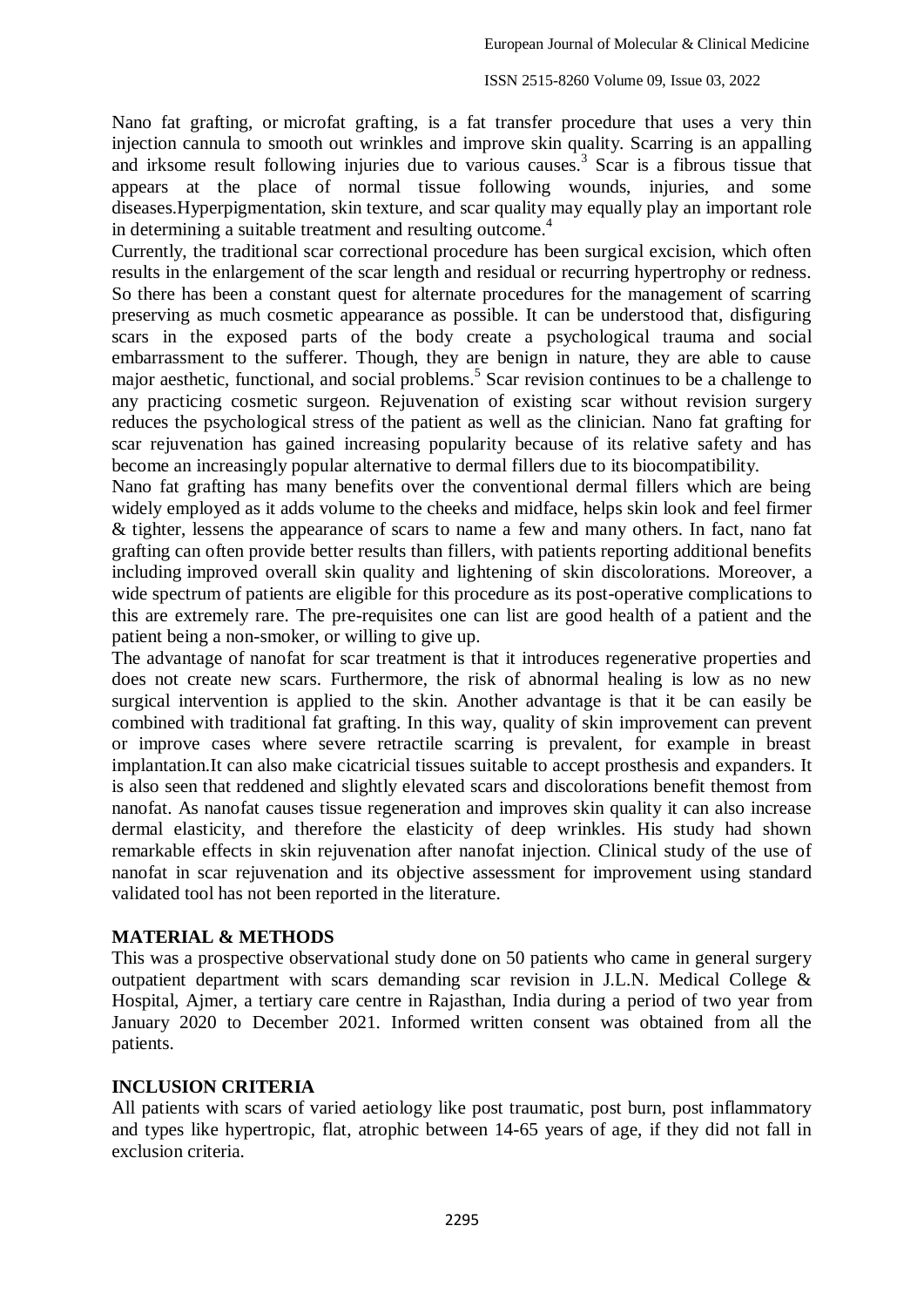Nano fat grafting, or microfat grafting, is a fat transfer procedure that uses a very thin injection cannula to smooth out wrinkles and improve skin quality. Scarring is an appalling and irksome result following injuries due to various causes.[3] Scar is a fibrous tissue that appears at the place of normal tissue following wounds, injuries, and some diseases.Hyperpigmentation, skin texture, and scar quality may equally play an important role in determining a suitable treatment and resulting outcome.[4]

Currently, the traditional scar correctional procedure has been surgical excision, which often results in the enlargement of the scar length and residual or recurring hypertrophy or redness. So there has been a constant quest for alternate procedures for the management of scarring preserving as much cosmetic appearance as possible. It can be understood that, disfiguring scars in the exposed parts of the body create a psychological trauma and social embarrassment to the sufferer. Though, they are benign in nature, they are able to cause major aesthetic, functional, and social problems.[5] Scar revision continues to be a challenge to any practicing cosmetic surgeon. Rejuvenation of existing scar without revision surgery reduces the psychological stress of the patient as well as the clinician. Nano fat grafting for scar rejuvenation has gained increasing popularity because of its relative safety and has become an increasingly popular alternative to dermal fillers due to its biocompatibility.

Nano fat grafting has many benefits over the conventional dermal fillers which are being widely employed as it adds volume to the cheeks and midface, helps skin look and feel firmer & tighter, lessens the appearance of scars to name a few and many others. In fact, nano fat grafting can often provide better results than fillers, with patients reporting additional benefits including improved overall skin quality and lightening of skin discolorations. Moreover, a wide spectrum of patients are eligible for this procedure as its post-operative complications to this are extremely rare. The pre-requisites one can list are good health of a patient and the patient being a non-smoker, or willing to give up.

The advantage of nanofat for scar treatment is that it introduces regenerative properties and does not create new scars. Furthermore, the risk of abnormal healing is low as no new surgical intervention is applied to the skin. Another advantage is that it be can easily be combined with traditional fat grafting. In this way, quality of skin improvement can prevent or improve cases where severe retractile scarring is prevalent, for example in breast implantation.It can also make cicatricial tissues suitable to accept prosthesis and expanders. It is also seen that reddened and slightly elevated scars and discolorations benefit themost from nanofat. As nanofat causes tissue regeneration and improves skin quality it can also increase dermal elasticity, and therefore the elasticity of deep wrinkles. His study had shown remarkable effects in skin rejuvenation after nanofat injection. Clinical study of the use of nanofat in scar rejuvenation and its objective assessment for improvement using standard validated tool has not been reported in the literature.

## MATERIAL & METHODS

This was a prospective observational study done on 50 patients who came in general surgery outpatient department with scars demanding scar revision in J.L.N. Medical College & Hospital, Ajmer, a tertiary care centre in Rajasthan, India during a period of two year from January 2020 to December 2021. Informed written consent was obtained from all the patients.

## INCLUSION CRITERIA

All patients with scars of varied aetiology like post traumatic, post burn, post inflammatory and types like hypertropic, flat, atrophic between 14-65 years of age, if they did not fall in exclusion criteria.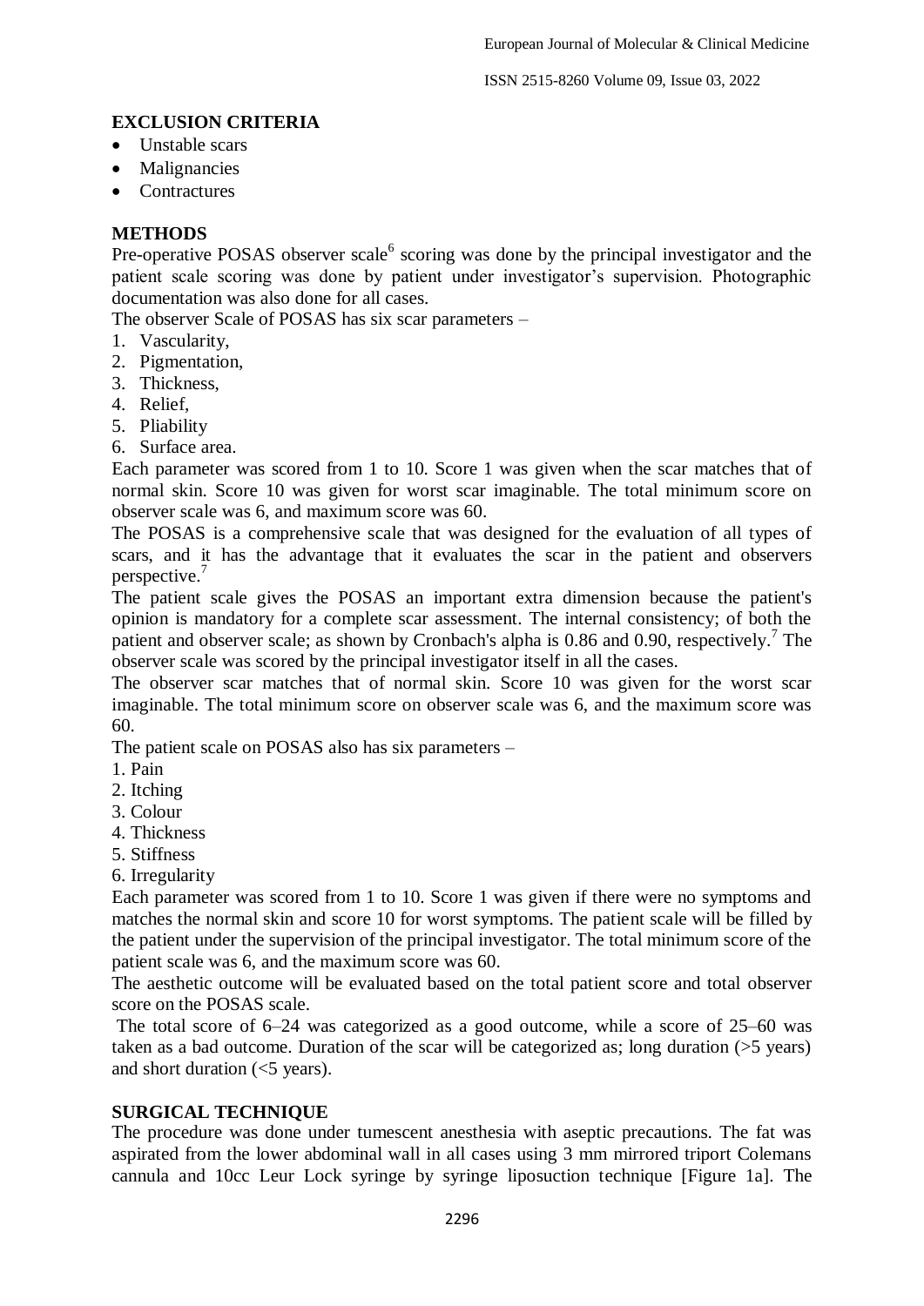## EXCLUSION CRITERIA

- Unstable scars
- Malignancies
- Contractures

## METHODS

Pre-operative POSAS observer scale[6] scoring was done by the principal investigator and the patient scale scoring was done by patient under investigator's supervision. Photographic documentation was also done for all cases.

The observer Scale of POSAS has six scar parameters –

1. Vascularity,
2. Pigmentation,
3. Thickness,
4. Relief,
5. Pliability
6. Surface area.

Each parameter was scored from 1 to 10. Score 1 was given when the scar matches that of normal skin. Score 10 was given for worst scar imaginable. The total minimum score on observer scale was 6, and maximum score was 60.

The POSAS is a comprehensive scale that was designed for the evaluation of all types of scars, and it has the advantage that it evaluates the scar in the patient and observers perspective.[7]

The patient scale gives the POSAS an important extra dimension because the patient's opinion is mandatory for a complete scar assessment. The internal consistency; of both the patient and observer scale; as shown by Cronbach's alpha is 0.86 and 0.90, respectively.[7] The observer scale was scored by the principal investigator itself in all the cases.

The observer scar matches that of normal skin. Score 10 was given for the worst scar imaginable. The total minimum score on observer scale was 6, and the maximum score was 60.

The patient scale on POSAS also has six parameters –

1. Pain
2. Itching
3. Colour
4. Thickness
5. Stiffness
6. Irregularity

Each parameter was scored from 1 to 10. Score 1 was given if there were no symptoms and matches the normal skin and score 10 for worst symptoms. The patient scale will be filled by the patient under the supervision of the principal investigator. The total minimum score of the patient scale was 6, and the maximum score was 60.

The aesthetic outcome will be evaluated based on the total patient score and total observer score on the POSAS scale.

The total score of 6–24 was categorized as a good outcome, while a score of 25–60 was taken as a bad outcome. Duration of the scar will be categorized as; long duration (>5 years) and short duration (<5 years).

## SURGICAL TECHNIQUE

The procedure was done under tumescent anesthesia with aseptic precautions. The fat was aspirated from the lower abdominal wall in all cases using 3 mm mirrored triport Colemans cannula and 10cc Leur Lock syringe by syringe liposuction technique [Figure 1a]. The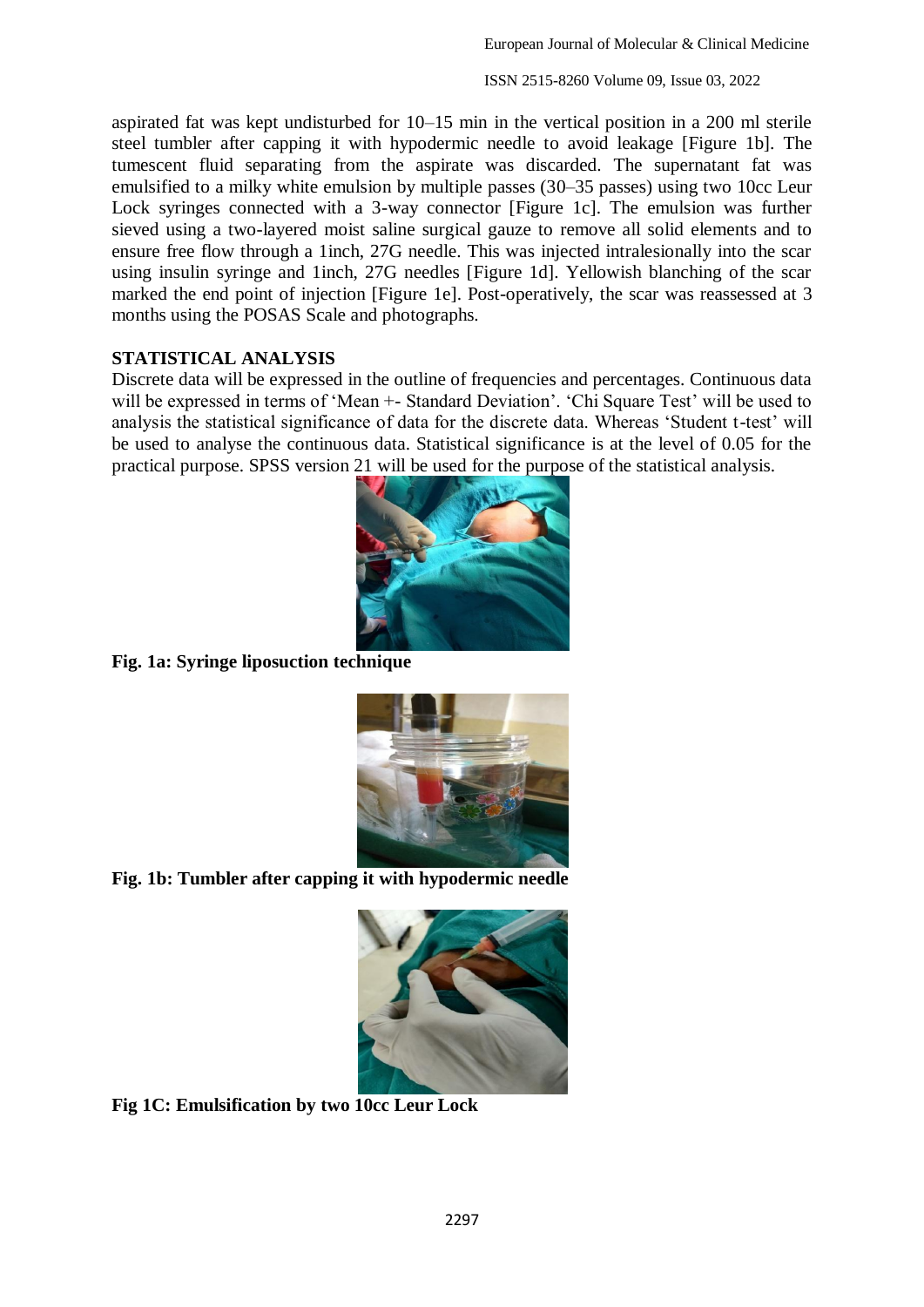aspirated fat was kept undisturbed for 10–15 min in the vertical position in a 200 ml sterile steel tumbler after capping it with hypodermic needle to avoid leakage [Figure 1b]. The tumescent fluid separating from the aspirate was discarded. The supernatant fat was emulsified to a milky white emulsion by multiple passes (30–35 passes) using two 10cc Leur Lock syringes connected with a 3-way connector [Figure 1c]. The emulsion was further sieved using a two-layered moist saline surgical gauze to remove all solid elements and to ensure free flow through a 1inch, 27G needle. This was injected intralesionally into the scar using insulin syringe and 1inch, 27G needles [Figure 1d]. Yellowish blanching of the scar marked the end point of injection [Figure 1e]. Post-operatively, the scar was reassessed at 3 months using the POSAS Scale and photographs.

## STATISTICAL ANALYSIS

Discrete data will be expressed in the outline of frequencies and percentages. Continuous data will be expressed in terms of 'Mean +- Standard Deviation'. 'Chi Square Test' will be used to analysis the statistical significance of data for the discrete data. Whereas 'Student t-test' will be used to analyse the continuous data. Statistical significance is at the level of 0.05 for the practical purpose. SPSS version 21 will be used for the purpose of the statistical analysis.

**Fig. 1a: Syringe liposuction technique**

**Fig. 1b: Tumbler after capping it with hypodermic needle**

**Fig 1C: Emulsification by two 10cc Leur Lock**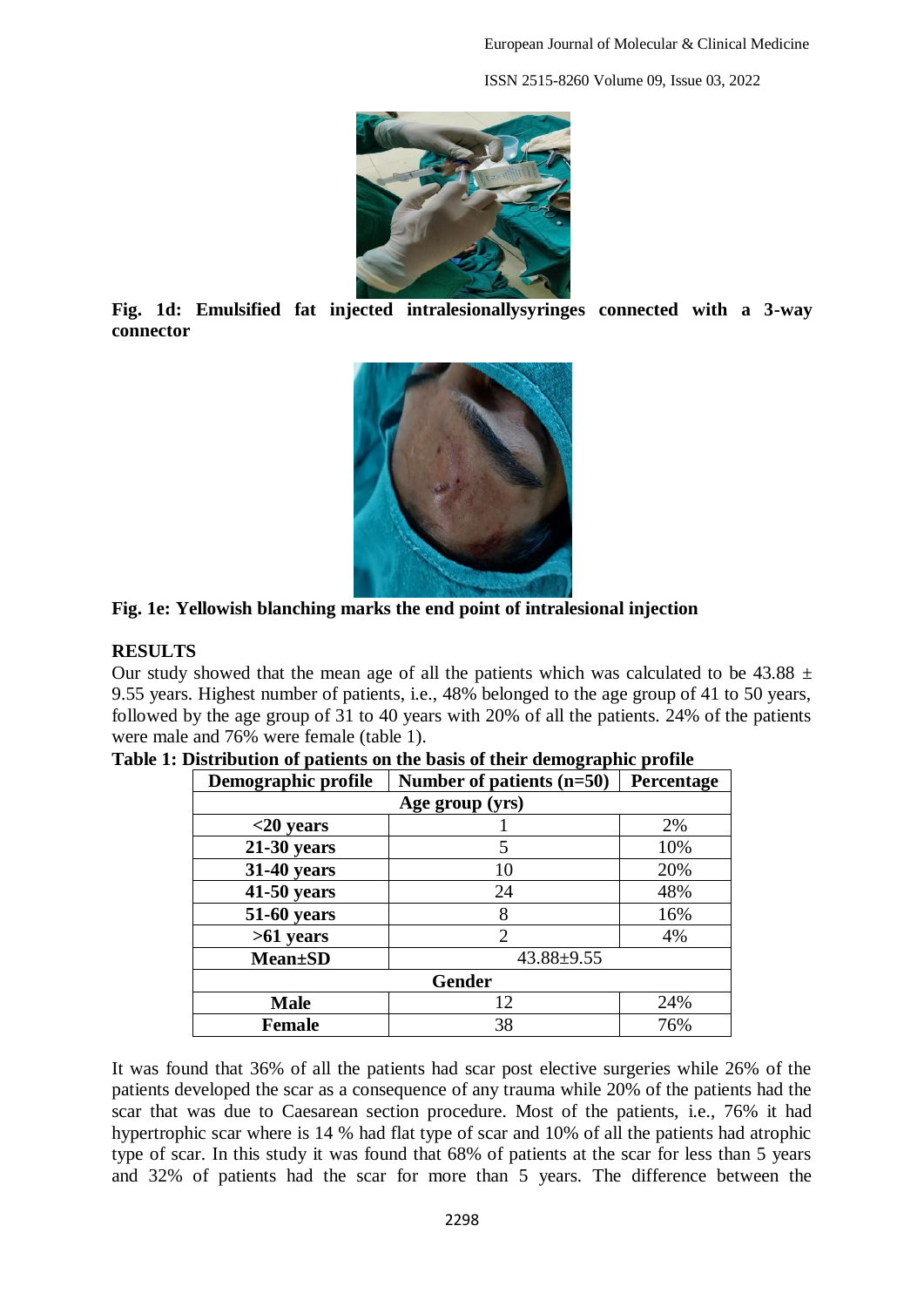Fig. 1d: Emulsified fat injected intralesionallysyringes connected with a 3-way connector

Fig. 1e: Yellowish blanching marks the end point of intralesional injection

## RESULTS

Our study showed that the mean age of all the patients which was calculated to be 43.88 ± 9.55 years. Highest number of patients, i.e., 48% belonged to the age group of 41 to 50 years, followed by the age group of 31 to 40 years with 20% of all the patients. 24% of the patients were male and 76% were female (table 1).

**Table 1: Distribution of patients on the basis of their demographic profile**

| Demographic profile | Number of patients (n=50) | Percentage |
|---|---|---|
| Age group (yrs) | | |
| <20 years | 1 | 2% |
| 21-30 years | 5 | 10% |
| 31-40 years | 10 | 20% |
| 41-50 years | 24 | 48% |
| 51-60 years | 8 | 16% |
| >61 years | 2 | 4% |
| Mean±SD | 43.88±9.55 | |
| Gender | | |
| Male | 12 | 24% |
| Female | 38 | 76% |

It was found that 36% of all the patients had scar post elective surgeries while 26% of the patients developed the scar as a consequence of any trauma while 20% of the patients had the scar that was due to Caesarean section procedure. Most of the patients, i.e., 76% it had hypertrophic scar where is 14 % had flat type of scar and 10% of all the patients had atrophic type of scar. In this study it was found that 68% of patients at the scar for less than 5 years and 32% of patients had the scar for more than 5 years. The difference between the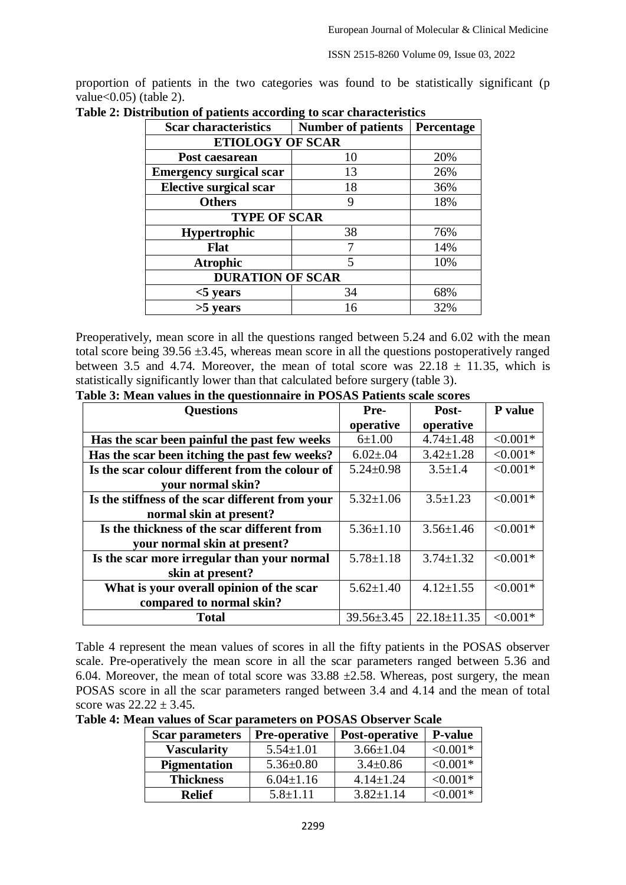proportion of patients in the two categories was found to be statistically significant (p value<0.05) (table 2).

**Table 2: Distribution of patients according to scar characteristics**

| Scar characteristics | Number of patients | Percentage |
|---|---|---|
| **ETIOLOGY OF SCAR** | | |
| **Post caesarean** | 10 | 20% |
| **Emergency surgical scar** | 13 | 26% |
| **Elective surgical scar** | 18 | 36% |
| **Others** | 9 | 18% |
| **TYPE OF SCAR** | | |
| **Hypertrophic** | 38 | 76% |
| **Flat** | 7 | 14% |
| **Atrophic** | 5 | 10% |
| **DURATION OF SCAR** | | |
| **<5 years** | 34 | 68% |
| **>5 years** | 16 | 32% |

Preoperatively, mean score in all the questions ranged between 5.24 and 6.02 with the mean total score being 39.56 ±3.45, whereas mean score in all the questions postoperatively ranged between 3.5 and 4.74. Moreover, the mean of total score was 22.18 ± 11.35, which is statistically significantly lower than that calculated before surgery (table 3).

**Table 3: Mean values in the questionnaire in POSAS Patients scale scores**

| Questions | Pre-operative | Post-operative | P value |
|---|---|---|---|
| **Has the scar been painful the past few weeks** | 6±1.00 | 4.74±1.48 | <0.001* |
| **Has the scar been itching the past few weeks?** | 6.02±.04 | 3.42±1.28 | <0.001* |
| **Is the scar colour different from the colour of your normal skin?** | 5.24±0.98 | 3.5±1.4 | <0.001* |
| **Is the stiffness of the scar different from your normal skin at present?** | 5.32±1.06 | 3.5±1.23 | <0.001* |
| **Is the thickness of the scar different from your normal skin at present?** | 5.36±1.10 | 3.56±1.46 | <0.001* |
| **Is the scar more irregular than your normal skin at present?** | 5.78±1.18 | 3.74±1.32 | <0.001* |
| **What is your overall opinion of the scar compared to normal skin?** | 5.62±1.40 | 4.12±1.55 | <0.001* |
| **Total** | 39.56±3.45 | 22.18±11.35 | <0.001* |

Table 4 represent the mean values of scores in all the fifty patients in the POSAS observer scale. Pre-operatively the mean score in all the scar parameters ranged between 5.36 and 6.04. Moreover, the mean of total score was 33.88 ±2.58. Whereas, post surgery, the mean POSAS score in all the scar parameters ranged between 3.4 and 4.14 and the mean of total score was 22.22 ± 3.45.

**Table 4: Mean values of Scar parameters on POSAS Observer Scale**

| Scar parameters | Pre-operative | Post-operative | P-value |
|---|---|---|---|
| **Vascularity** | 5.54±1.01 | 3.66±1.04 | <0.001* |
| **Pigmentation** | 5.36±0.80 | 3.4±0.86 | <0.001* |
| **Thickness** | 6.04±1.16 | 4.14±1.24 | <0.001* |
| **Relief** | 5.8±1.11 | 3.82±1.14 | <0.001* |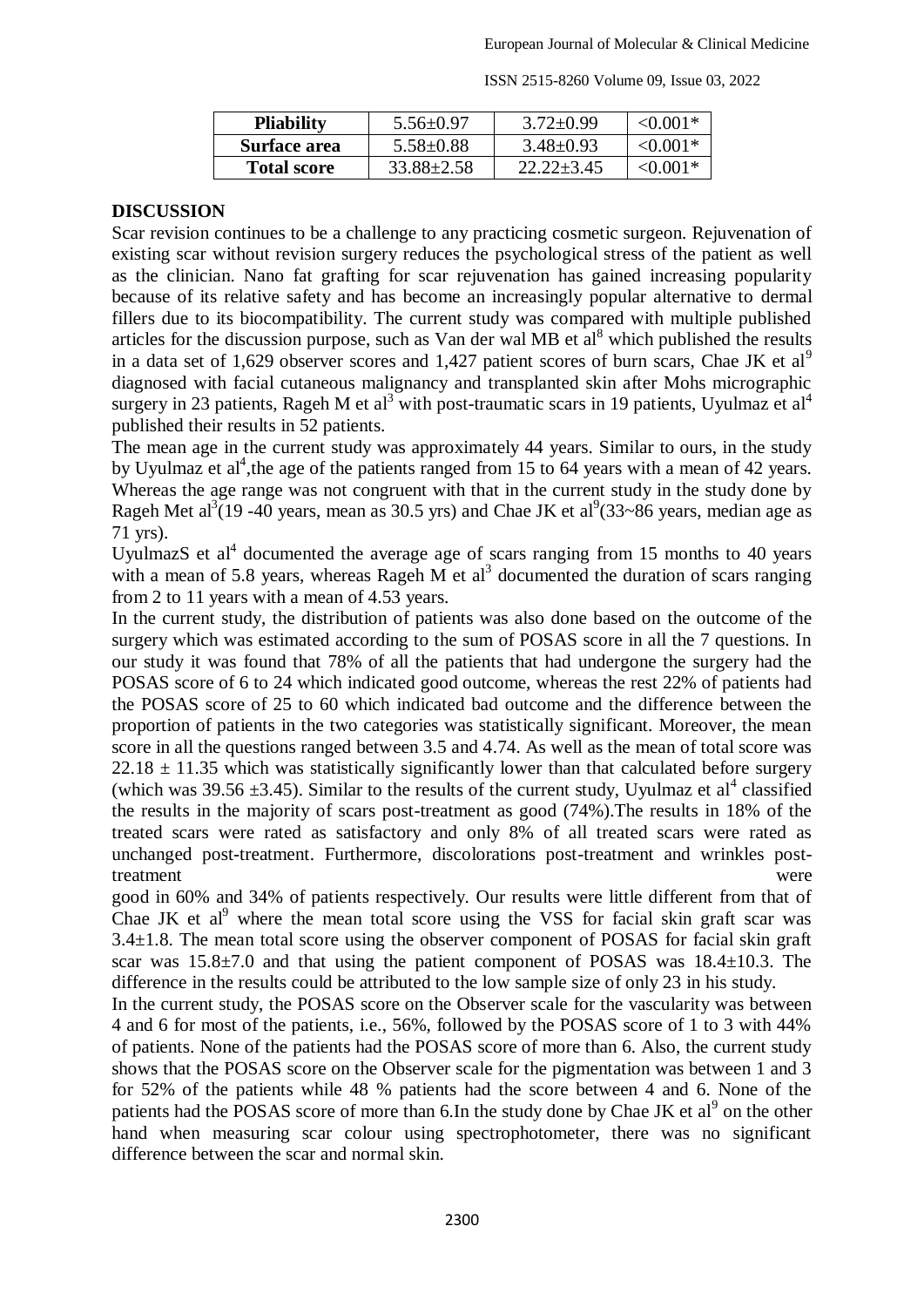| | | | |
|---|---|---|---|
| **Pliability** | 5.56±0.97 | 3.72±0.99 | <0.001* |
| **Surface area** | 5.58±0.88 | 3.48±0.93 | <0.001* |
| **Total score** | 33.88±2.58 | 22.22±3.45 | <0.001* |

## DISCUSSION

Scar revision continues to be a challenge to any practicing cosmetic surgeon. Rejuvenation of existing scar without revision surgery reduces the psychological stress of the patient as well as the clinician. Nano fat grafting for scar rejuvenation has gained increasing popularity because of its relative safety and has become an increasingly popular alternative to dermal fillers due to its biocompatibility. The current study was compared with multiple published articles for the discussion purpose, such as Van der wal MB et al[8] which published the results in a data set of 1,629 observer scores and 1,427 patient scores of burn scars, Chae JK et al[9] diagnosed with facial cutaneous malignancy and transplanted skin after Mohs micrographic surgery in 23 patients, Rageh M et al[3] with post-traumatic scars in 19 patients, Uyulmaz et al[4] published their results in 52 patients.

The mean age in the current study was approximately 44 years. Similar to ours, in the study by Uyulmaz et al[4],the age of the patients ranged from 15 to 64 years with a mean of 42 years. Whereas the age range was not congruent with that in the current study in the study done by Rageh Met al[3](19 -40 years, mean as 30.5 yrs) and Chae JK et al[9](33~86 years, median age as 71 yrs).

UyulmazS et al[4] documented the average age of scars ranging from 15 months to 40 years with a mean of 5.8 years, whereas Rageh M et al[3] documented the duration of scars ranging from 2 to 11 years with a mean of 4.53 years.

In the current study, the distribution of patients was also done based on the outcome of the surgery which was estimated according to the sum of POSAS score in all the 7 questions. In our study it was found that 78% of all the patients that had undergone the surgery had the POSAS score of 6 to 24 which indicated good outcome, whereas the rest 22% of patients had the POSAS score of 25 to 60 which indicated bad outcome and the difference between the proportion of patients in the two categories was statistically significant. Moreover, the mean score in all the questions ranged between 3.5 and 4.74. As well as the mean of total score was $22.18 \pm 11.35$ which was statistically significantly lower than that calculated before surgery (which was $39.56 \pm 3.45$). Similar to the results of the current study, Uyulmaz et al[4] classified the results in the majority of scars post-treatment as good (74%).The results in 18% of the treated scars were rated as satisfactory and only 8% of all treated scars were rated as unchanged post-treatment. Furthermore, discolorations post-treatment and wrinkles post-treatment were good in 60% and 34% of patients respectively. Our results were little different from that of Chae JK et al[9] where the mean total score using the VSS for facial skin graft scar was 3.4±1.8. The mean total score using the observer component of POSAS for facial skin graft scar was 15.8±7.0 and that using the patient component of POSAS was 18.4±10.3. The difference in the results could be attributed to the low sample size of only 23 in his study.

In the current study, the POSAS score on the Observer scale for the vascularity was between 4 and 6 for most of the patients, i.e., 56%, followed by the POSAS score of 1 to 3 with 44% of patients. None of the patients had the POSAS score of more than 6. Also, the current study shows that the POSAS score on the Observer scale for the pigmentation was between 1 and 3 for 52% of the patients while 48 % patients had the score between 4 and 6. None of the patients had the POSAS score of more than 6.In the study done by Chae JK et al[9] on the other hand when measuring scar colour using spectrophotometer, there was no significant difference between the scar and normal skin.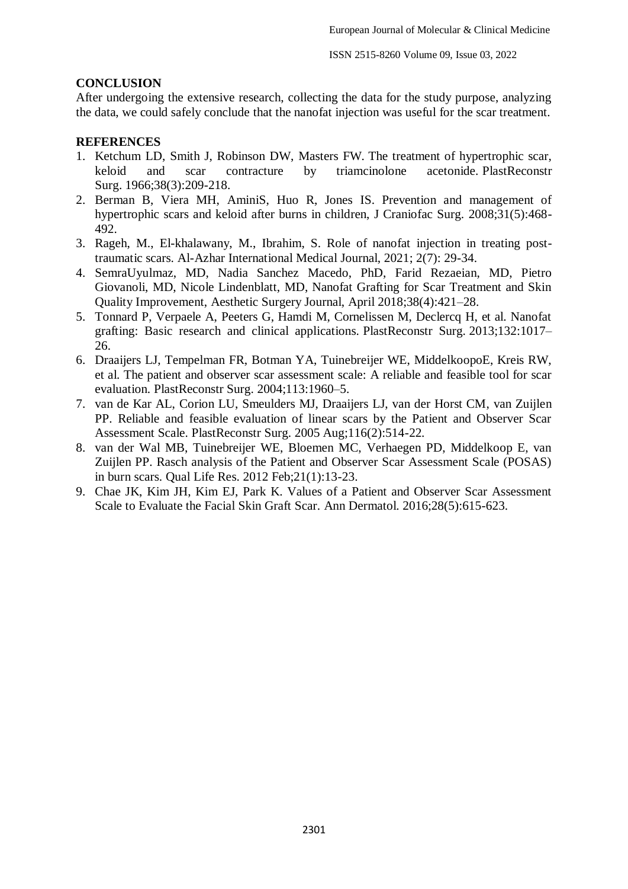## CONCLUSION

After undergoing the extensive research, collecting the data for the study purpose, analyzing the data, we could safely conclude that the nanofat injection was useful for the scar treatment.

## REFERENCES

1. Ketchum LD, Smith J, Robinson DW, Masters FW. The treatment of hypertrophic scar, keloid and scar contracture by triamcinolone acetonide. PlastReconstr Surg. 1966;38(3):209-218.
2. Berman B, Viera MH, AminiS, Huo R, Jones IS. Prevention and management of hypertrophic scars and keloid after burns in children, J Craniofac Surg. 2008;31(5):468-492.
3. Rageh, M., El-khalawany, M., Ibrahim, S. Role of nanofat injection in treating post-traumatic scars. Al-Azhar International Medical Journal, 2021; 2(7): 29-34.
4. SemraUyulmaz, MD, Nadia Sanchez Macedo, PhD, Farid Rezaeian, MD, Pietro Giovanoli, MD, Nicole Lindenblatt, MD, Nanofat Grafting for Scar Treatment and Skin Quality Improvement, Aesthetic Surgery Journal, April 2018;38(4):421–28.
5. Tonnard P, Verpaele A, Peeters G, Hamdi M, Cornelissen M, Declercq H, et al. Nanofat grafting: Basic research and clinical applications. PlastReconstr Surg. 2013;132:1017–26.
6. Draaijers LJ, Tempelman FR, Botman YA, Tuinebreijer WE, MiddelkoopoE, Kreis RW, et al. The patient and observer scar assessment scale: A reliable and feasible tool for scar evaluation. PlastReconstr Surg. 2004;113:1960–5.
7. van de Kar AL, Corion LU, Smeulders MJ, Draaijers LJ, van der Horst CM, van Zuijlen PP. Reliable and feasible evaluation of linear scars by the Patient and Observer Scar Assessment Scale. PlastReconstr Surg. 2005 Aug;116(2):514-22.
8. van der Wal MB, Tuinebreijer WE, Bloemen MC, Verhaegen PD, Middelkoop E, van Zuijlen PP. Rasch analysis of the Patient and Observer Scar Assessment Scale (POSAS) in burn scars. Qual Life Res. 2012 Feb;21(1):13-23.
9. Chae JK, Kim JH, Kim EJ, Park K. Values of a Patient and Observer Scar Assessment Scale to Evaluate the Facial Skin Graft Scar. Ann Dermatol. 2016;28(5):615-623.